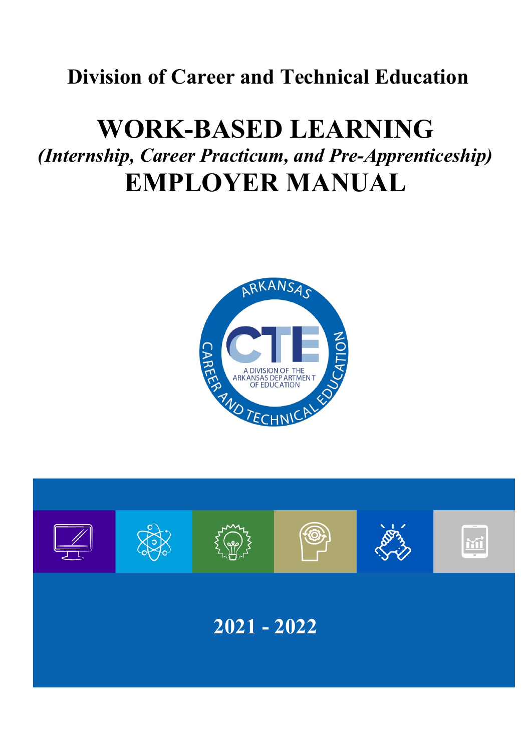# Division of Career and Technical Education

# WORK-BASED LEARNING
## *(Internship, Career Practicum, and Pre-Apprenticeship)*
# EMPLOYER MANUAL

ARKANSAS CAREER AND TECHNICAL EDUCATION

CTE

A DIVISION OF THE ARKANSAS DEPARTMENT OF EDUCATION

**2021 - 2022**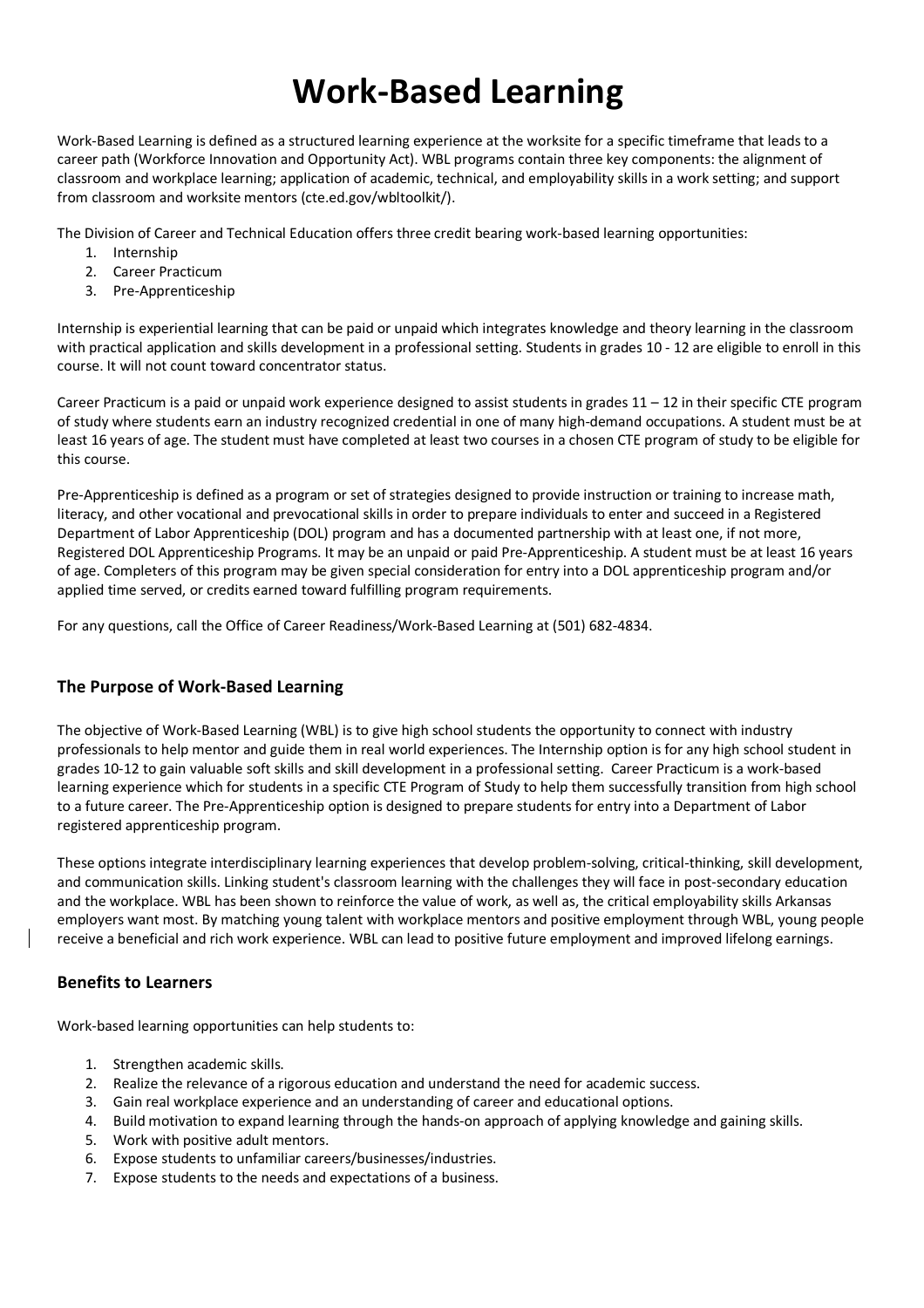# Work-Based Learning

Work-Based Learning is defined as a structured learning experience at the worksite for a specific timeframe that leads to a career path (Workforce Innovation and Opportunity Act). WBL programs contain three key components: the alignment of classroom and workplace learning; application of academic, technical, and employability skills in a work setting; and support from classroom and worksite mentors (cte.ed.gov/wbltoolkit/).

The Division of Career and Technical Education offers three credit bearing work-based learning opportunities:

1. Internship
2. Career Practicum
3. Pre-Apprenticeship

Internship is experiential learning that can be paid or unpaid which integrates knowledge and theory learning in the classroom with practical application and skills development in a professional setting. Students in grades 10 - 12 are eligible to enroll in this course. It will not count toward concentrator status.

Career Practicum is a paid or unpaid work experience designed to assist students in grades 11 – 12 in their specific CTE program of study where students earn an industry recognized credential in one of many high-demand occupations. A student must be at least 16 years of age. The student must have completed at least two courses in a chosen CTE program of study to be eligible for this course.

Pre-Apprenticeship is defined as a program or set of strategies designed to provide instruction or training to increase math, literacy, and other vocational and prevocational skills in order to prepare individuals to enter and succeed in a Registered Department of Labor Apprenticeship (DOL) program and has a documented partnership with at least one, if not more, Registered DOL Apprenticeship Programs. It may be an unpaid or paid Pre-Apprenticeship. A student must be at least 16 years of age. Completers of this program may be given special consideration for entry into a DOL apprenticeship program and/or applied time served, or credits earned toward fulfilling program requirements.

For any questions, call the Office of Career Readiness/Work-Based Learning at (501) 682-4834.

## The Purpose of Work-Based Learning

The objective of Work-Based Learning (WBL) is to give high school students the opportunity to connect with industry professionals to help mentor and guide them in real world experiences. The Internship option is for any high school student in grades 10-12 to gain valuable soft skills and skill development in a professional setting. Career Practicum is a work-based learning experience which for students in a specific CTE Program of Study to help them successfully transition from high school to a future career. The Pre-Apprenticeship option is designed to prepare students for entry into a Department of Labor registered apprenticeship program.

These options integrate interdisciplinary learning experiences that develop problem-solving, critical-thinking, skill development, and communication skills. Linking student's classroom learning with the challenges they will face in post-secondary education and the workplace. WBL has been shown to reinforce the value of work, as well as, the critical employability skills Arkansas employers want most. By matching young talent with workplace mentors and positive employment through WBL, young people receive a beneficial and rich work experience. WBL can lead to positive future employment and improved lifelong earnings.

## Benefits to Learners

Work-based learning opportunities can help students to:

1. Strengthen academic skills.
2. Realize the relevance of a rigorous education and understand the need for academic success.
3. Gain real workplace experience and an understanding of career and educational options.
4. Build motivation to expand learning through the hands-on approach of applying knowledge and gaining skills.
5. Work with positive adult mentors.
6. Expose students to unfamiliar careers/businesses/industries.
7. Expose students to the needs and expectations of a business.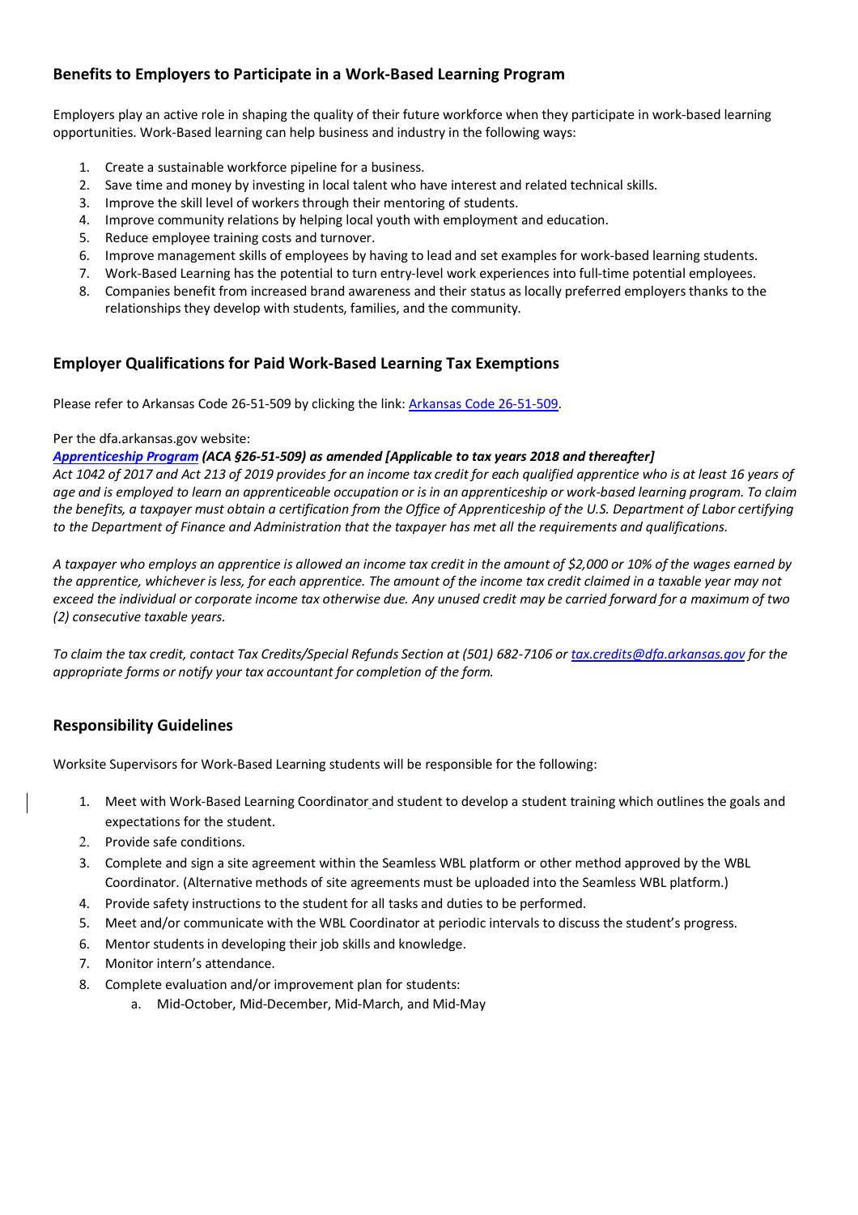## Benefits to Employers to Participate in a Work-Based Learning Program

Employers play an active role in shaping the quality of their future workforce when they participate in work-based learning opportunities. Work-Based learning can help business and industry in the following ways:

1. Create a sustainable workforce pipeline for a business.
2. Save time and money by investing in local talent who have interest and related technical skills.
3. Improve the skill level of workers through their mentoring of students.
4. Improve community relations by helping local youth with employment and education.
5. Reduce employee training costs and turnover.
6. Improve management skills of employees by having to lead and set examples for work-based learning students.
7. Work-Based Learning has the potential to turn entry-level work experiences into full-time potential employees.
8. Companies benefit from increased brand awareness and their status as locally preferred employers thanks to the relationships they develop with students, families, and the community.

## Employer Qualifications for Paid Work-Based Learning Tax Exemptions

Please refer to Arkansas Code 26-51-509 by clicking the link: Arkansas Code 26-51-509.

Per the dfa.arkansas.gov website:

***Apprenticeship Program* (ACA §26-51-509) as amended [Applicable to tax years 2018 and thereafter]**

*Act 1042 of 2017 and Act 213 of 2019 provides for an income tax credit for each qualified apprentice who is at least 16 years of age and is employed to learn an apprenticeable occupation or is in an apprenticeship or work-based learning program. To claim the benefits, a taxpayer must obtain a certification from the Office of Apprenticeship of the U.S. Department of Labor certifying to the Department of Finance and Administration that the taxpayer has met all the requirements and qualifications.*

*A taxpayer who employs an apprentice is allowed an income tax credit in the amount of $2,000 or 10% of the wages earned by the apprentice, whichever is less, for each apprentice. The amount of the income tax credit claimed in a taxable year may not exceed the individual or corporate income tax otherwise due. Any unused credit may be carried forward for a maximum of two (2) consecutive taxable years.*

*To claim the tax credit, contact Tax Credits/Special Refunds Section at (501) 682-7106 or tax.credits@dfa.arkansas.gov for the appropriate forms or notify your tax accountant for completion of the form.*

## Responsibility Guidelines

Worksite Supervisors for Work-Based Learning students will be responsible for the following:

1. Meet with Work-Based Learning Coordinator and student to develop a student training which outlines the goals and expectations for the student.
2. Provide safe conditions.
3. Complete and sign a site agreement within the Seamless WBL platform or other method approved by the WBL Coordinator. (Alternative methods of site agreements must be uploaded into the Seamless WBL platform.)
4. Provide safety instructions to the student for all tasks and duties to be performed.
5. Meet and/or communicate with the WBL Coordinator at periodic intervals to discuss the student's progress.
6. Mentor students in developing their job skills and knowledge.
7. Monitor intern's attendance.
8. Complete evaluation and/or improvement plan for students:
   a. Mid-October, Mid-December, Mid-March, and Mid-May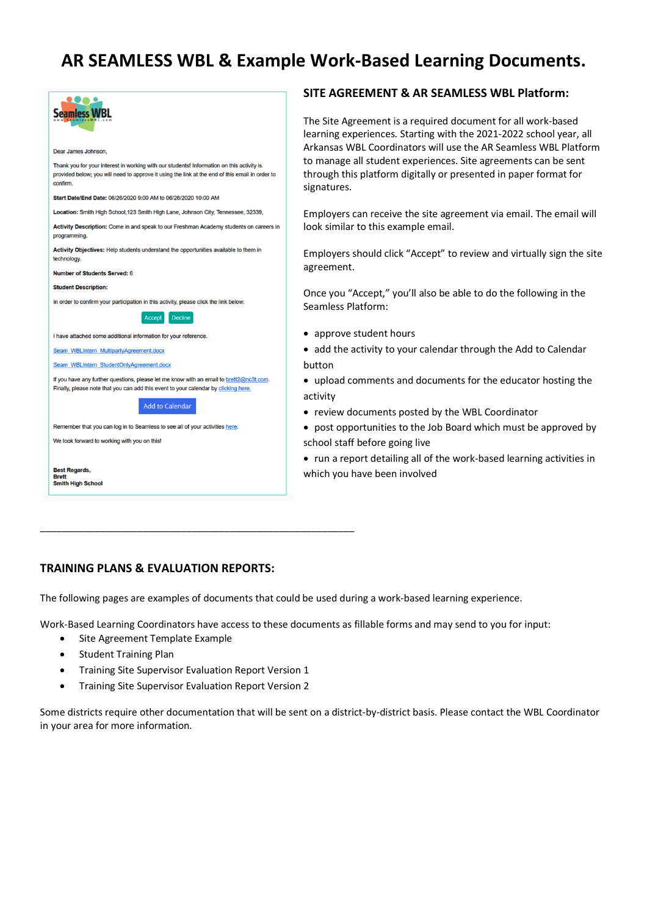# AR SEAMLESS WBL & Example Work-Based Learning Documents.

Seamless WBL

Dear James Johnson,

Thank you for your interest in working with our students! Information on this activity is provided below; you will need to approve it using the link at the end of this email in order to confirm.

**Start Date/End Date:** 06/26/2020 9:00 AM to 06/26/2020 10:00 AM

**Location:** Smith High School,123 Smith High Lane, Johnson City, Tennessee, 32339,

**Activity Description:** Come in and speak to our Freshman Academy students on careers in programming.

**Activity Objectives:** Help students understand the opportunities available to them in technology.

**Number of Students Served:** 6

**Student Description:**

In order to confirm your participation in this activity, please click the link below:

Accept Decline

I have attached some additional information for your reference.

Seam_WBLIntern_MultipartyAgreement.docx

Seam_WBLIntern_StudentOnlyAgreement.docx

If you have any further questions, please let me know with an email to brett2@nc3t.com. Finally, please note that you can add this event to your calendar by clicking here.

Add to Calendar

Remember that you can log in to Seamless to see all of your activities here.

We look forward to working with you on this!

**Best Regards,**
**Brett**
**Smith High School**

## SITE AGREEMENT & AR SEAMLESS WBL Platform:

The Site Agreement is a required document for all work-based learning experiences. Starting with the 2021-2022 school year, all Arkansas WBL Coordinators will use the AR Seamless WBL Platform to manage all student experiences. Site agreements can be sent through this platform digitally or presented in paper format for signatures.

Employers can receive the site agreement via email. The email will look similar to this example email.

Employers should click "Accept" to review and virtually sign the site agreement.

Once you "Accept," you'll also be able to do the following in the Seamless Platform:

- approve student hours
- add the activity to your calendar through the Add to Calendar button
- upload comments and documents for the educator hosting the activity
- review documents posted by the WBL Coordinator
- post opportunities to the Job Board which must be approved by school staff before going live
- run a report detailing all of the work-based learning activities in which you have been involved

---

## TRAINING PLANS & EVALUATION REPORTS:

The following pages are examples of documents that could be used during a work-based learning experience.

Work-Based Learning Coordinators have access to these documents as fillable forms and may send to you for input:

- Site Agreement Template Example
- Student Training Plan
- Training Site Supervisor Evaluation Report Version 1
- Training Site Supervisor Evaluation Report Version 2

Some districts require other documentation that will be sent on a district-by-district basis. Please contact the WBL Coordinator in your area for more information.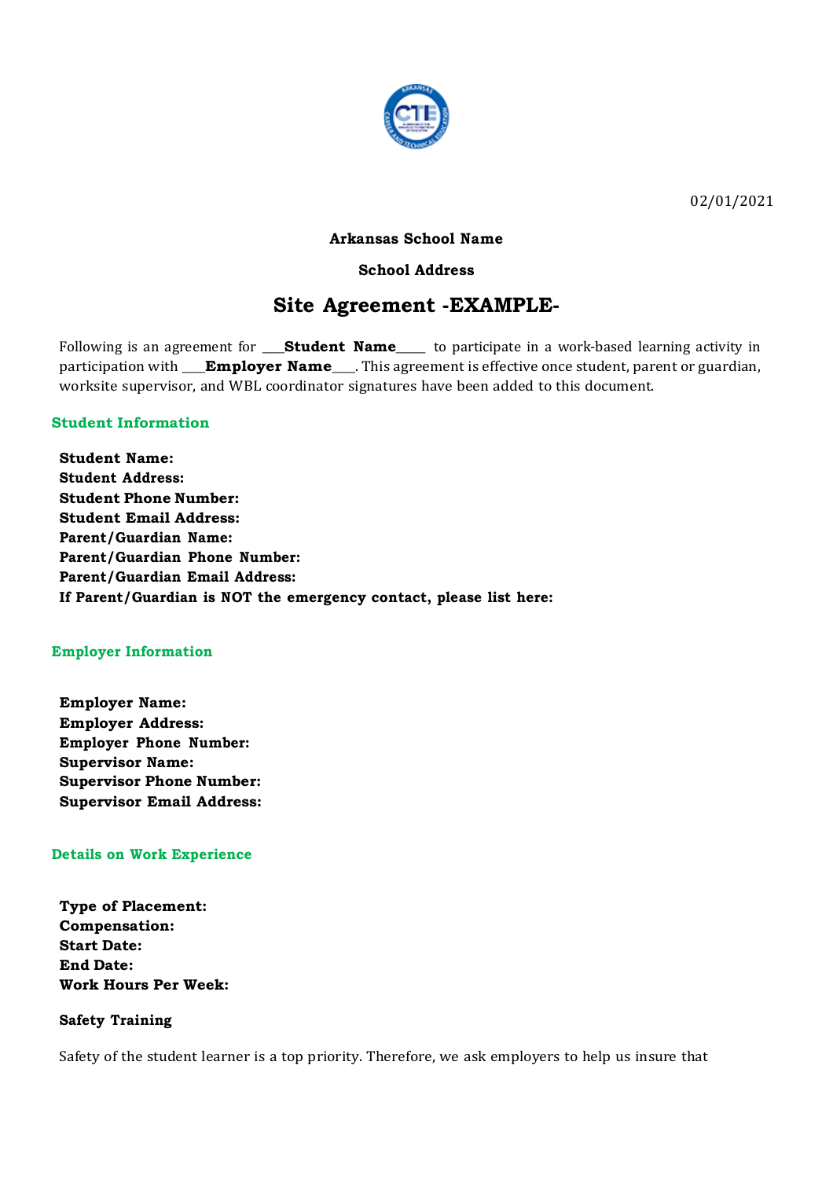02/01/2021

**Arkansas School Name**

**School Address**

# Site Agreement -EXAMPLE-

Following is an agreement for ___**Student Name**____ to participate in a work-based learning activity in participation with ___**Employer Name**___. This agreement is effective once student, parent or guardian, worksite supervisor, and WBL coordinator signatures have been added to this document.

## Student Information

**Student Name:**
**Student Address:**
**Student Phone Number:**
**Student Email Address:**
**Parent/Guardian Name:**
**Parent/Guardian Phone Number:**
**Parent/Guardian Email Address:**
**If Parent/Guardian is NOT the emergency contact, please list here:**

## Employer Information

**Employer Name:**
**Employer Address:**
**Employer Phone Number:**
**Supervisor Name:**
**Supervisor Phone Number:**
**Supervisor Email Address:**

## Details on Work Experience

**Type of Placement:**
**Compensation:**
**Start Date:**
**End Date:**
**Work Hours Per Week:**

**Safety Training**

Safety of the student learner is a top priority. Therefore, we ask employers to help us insure that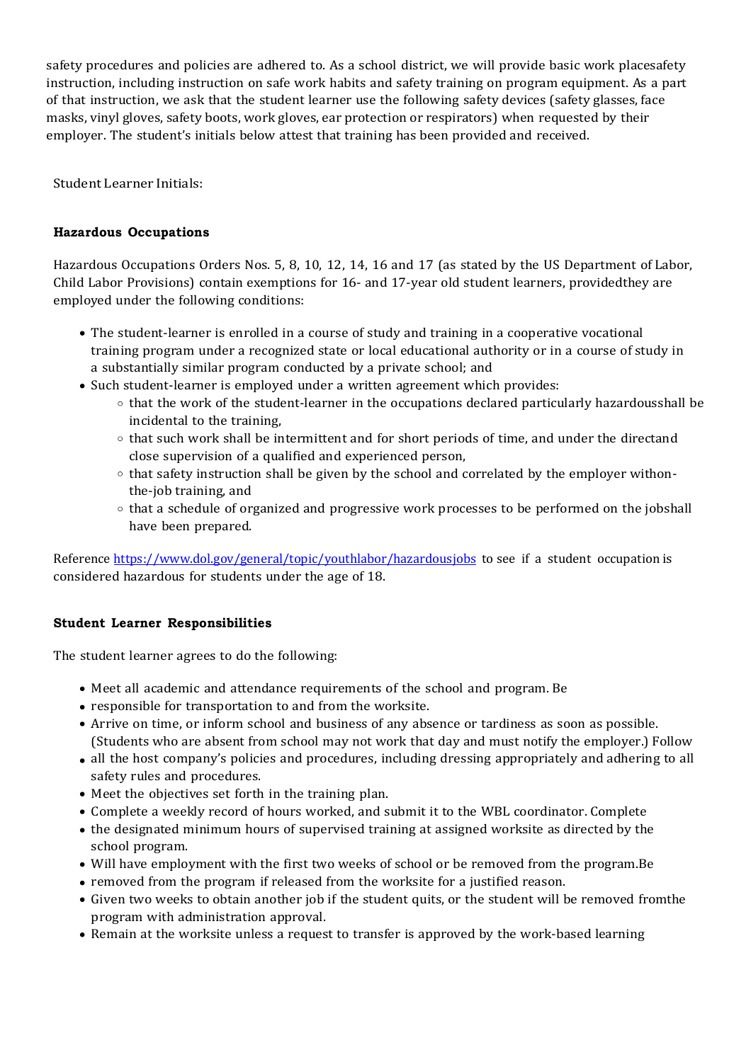safety procedures and policies are adhered to. As a school district, we will provide basic work placesafety instruction, including instruction on safe work habits and safety training on program equipment. As a part of that instruction, we ask that the student learner use the following safety devices (safety glasses, face masks, vinyl gloves, safety boots, work gloves, ear protection or respirators) when requested by their employer. The student's initials below attest that training has been provided and received.

Student Learner Initials:

**Hazardous Occupations**

Hazardous Occupations Orders Nos. 5, 8, 10, 12, 14, 16 and 17 (as stated by the US Department of Labor, Child Labor Provisions) contain exemptions for 16- and 17-year old student learners, providedthey are employed under the following conditions:

- The student-learner is enrolled in a course of study and training in a cooperative vocational training program under a recognized state or local educational authority or in a course of study in a substantially similar program conducted by a private school; and
- Such student-learner is employed under a written agreement which provides:
    - that the work of the student-learner in the occupations declared particularly hazardousshall be incidental to the training,
    - that such work shall be intermittent and for short periods of time, and under the directand close supervision of a qualified and experienced person,
    - that safety instruction shall be given by the school and correlated by the employer withon-the-job training, and
    - that a schedule of organized and progressive work processes to be performed on the jobshall have been prepared.

Reference https://www.dol.gov/general/topic/youthlabor/hazardousjobs to see if a student occupation is considered hazardous for students under the age of 18.

**Student Learner Responsibilities**

The student learner agrees to do the following:

- Meet all academic and attendance requirements of the school and program. Be
- responsible for transportation to and from the worksite.
- Arrive on time, or inform school and business of any absence or tardiness as soon as possible. (Students who are absent from school may not work that day and must notify the employer.) Follow
- all the host company's policies and procedures, including dressing appropriately and adhering to all safety rules and procedures.
- Meet the objectives set forth in the training plan.
- Complete a weekly record of hours worked, and submit it to the WBL coordinator. Complete
- the designated minimum hours of supervised training at assigned worksite as directed by the school program.
- Will have employment with the first two weeks of school or be removed from the program.Be
- removed from the program if released from the worksite for a justified reason.
- Given two weeks to obtain another job if the student quits, or the student will be removed fromthe program with administration approval.
- Remain at the worksite unless a request to transfer is approved by the work-based learning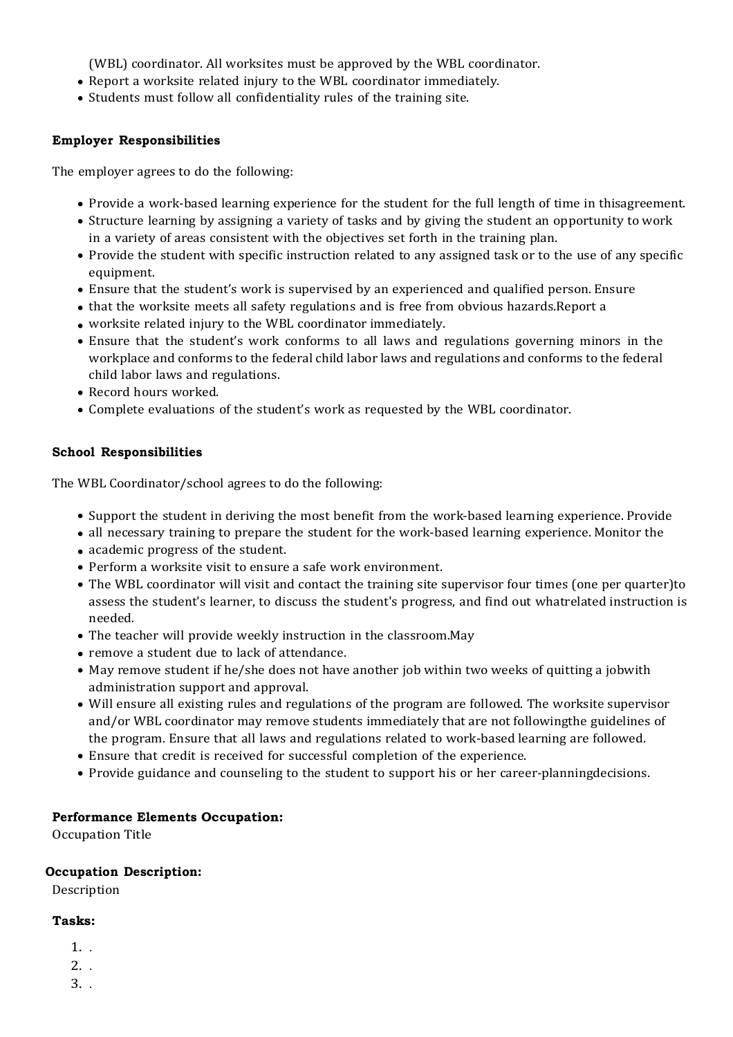(WBL) coordinator. All worksites must be approved by the WBL coordinator.
- Report a worksite related injury to the WBL coordinator immediately.
- Students must follow all confidentiality rules of the training site.

**Employer Responsibilities**

The employer agrees to do the following:

- Provide a work-based learning experience for the student for the full length of time in thisagreement.
- Structure learning by assigning a variety of tasks and by giving the student an opportunity to work in a variety of areas consistent with the objectives set forth in the training plan.
- Provide the student with specific instruction related to any assigned task or to the use of any specific equipment.
- Ensure that the student's work is supervised by an experienced and qualified person. Ensure
- that the worksite meets all safety regulations and is free from obvious hazards.Report a
- worksite related injury to the WBL coordinator immediately.
- Ensure that the student's work conforms to all laws and regulations governing minors in the workplace and conforms to the federal child labor laws and regulations and conforms to the federal child labor laws and regulations.
- Record hours worked.
- Complete evaluations of the student's work as requested by the WBL coordinator.

**School Responsibilities**

The WBL Coordinator/school agrees to do the following:

- Support the student in deriving the most benefit from the work-based learning experience. Provide
- all necessary training to prepare the student for the work-based learning experience. Monitor the
- academic progress of the student.
- Perform a worksite visit to ensure a safe work environment.
- The WBL coordinator will visit and contact the training site supervisor four times (one per quarter)to assess the student's learner, to discuss the student's progress, and find out whatrelated instruction is needed.
- The teacher will provide weekly instruction in the classroom.May
- remove a student due to lack of attendance.
- May remove student if he/she does not have another job within two weeks of quitting a jobwith administration support and approval.
- Will ensure all existing rules and regulations of the program are followed. The worksite supervisor and/or WBL coordinator may remove students immediately that are not followingthe guidelines of the program. Ensure that all laws and regulations related to work-based learning are followed.
- Ensure that credit is received for successful completion of the experience.
- Provide guidance and counseling to the student to support his or her career-planningdecisions.

**Performance Elements Occupation:**
Occupation Title

**Occupation Description:**
Description

**Tasks:**

1. .
2. .
3. .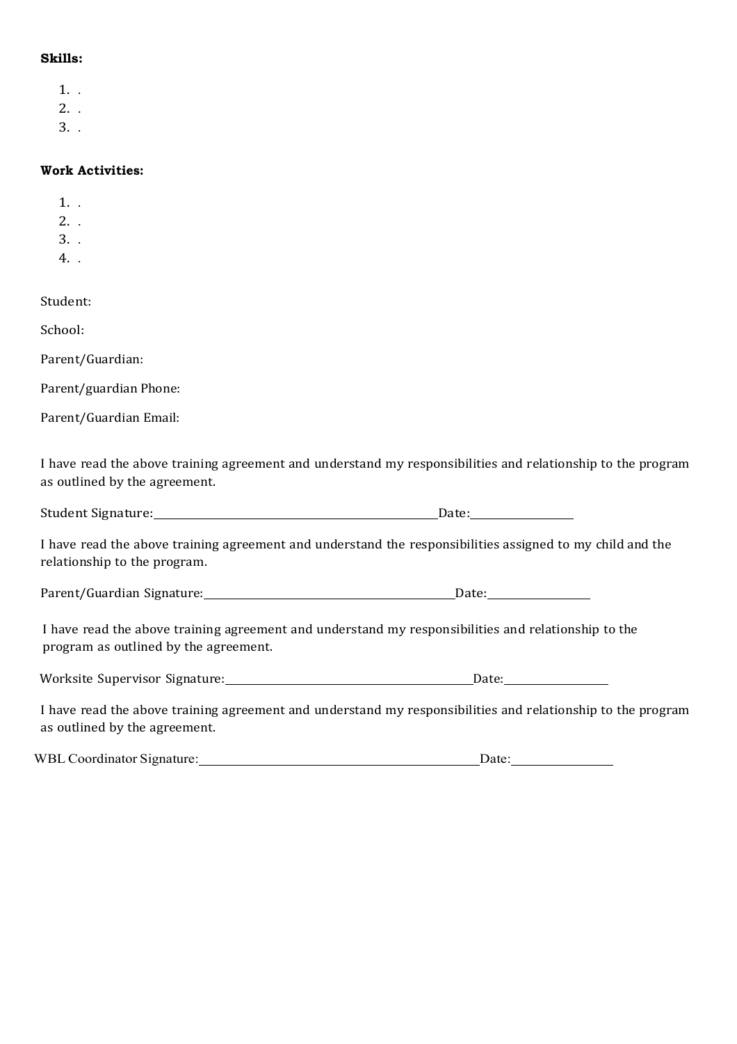**Skills:**

1. .
2. .
3. .

**Work Activities:**

1. .
2. .
3. .
4. .

Student:

School:

Parent/Guardian:

Parent/guardian Phone:

Parent/Guardian Email:

I have read the above training agreement and understand my responsibilities and relationship to the program as outlined by the agreement.

Student Signature:________________________________________ Date:______________

I have read the above training agreement and understand the responsibilities assigned to my child and the relationship to the program.

Parent/Guardian Signature:__________________________________ Date:______________

I have read the above training agreement and understand my responsibilities and relationship to the program as outlined by the agreement.

Worksite Supervisor Signature:_______________________________ Date:______________

I have read the above training agreement and understand my responsibilities and relationship to the program as outlined by the agreement.

WBL Coordinator Signature:_________________________________ Date:______________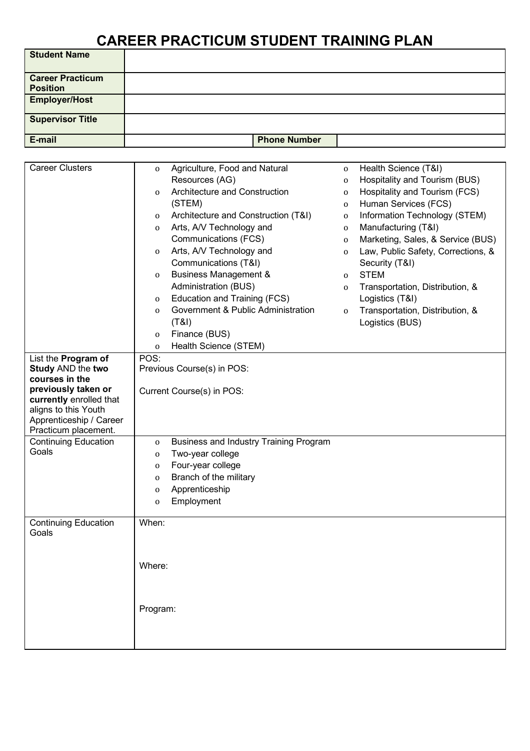# CAREER PRACTICUM STUDENT TRAINING PLAN

| **Student Name** | | | |
|---|---|---|---|
| **Career Practicum Position** | | | |
| **Employer/Host** | | | |
| **Supervisor Title** | | | |
| **E-mail** | | **Phone Number** | |

| | | |
|---|---|---|
| Career Clusters | o Agriculture, Food and Natural Resources (AG)<br>o Architecture and Construction (STEM)<br>o Architecture and Construction (T&I)<br>o Arts, A/V Technology and Communications (FCS)<br>o Arts, A/V Technology and Communications (T&I)<br>o Business Management & Administration (BUS)<br>o Education and Training (FCS)<br>o Government & Public Administration (T&I)<br>o Finance (BUS)<br>o Health Science (STEM) | o Health Science (T&I)<br>o Hospitality and Tourism (BUS)<br>o Hospitality and Tourism (FCS)<br>o Human Services (FCS)<br>o Information Technology (STEM)<br>o Manufacturing (T&I)<br>o Marketing, Sales, & Service (BUS)<br>o Law, Public Safety, Corrections, & Security (T&I)<br>o STEM<br>o Transportation, Distribution, & Logistics (T&I)<br>o Transportation, Distribution, & Logistics (BUS) |
| List the **Program of Study** AND the **two courses in the previously taken or currently** enrolled that aligns to this Youth Apprenticeship / Career Practicum placement. | POS:<br>Previous Course(s) in POS:<br><br>Current Course(s) in POS: | |
| Continuing Education Goals | o Business and Industry Training Program<br>o Two-year college<br>o Four-year college<br>o Branch of the military<br>o Apprenticeship<br>o Employment | |
| Continuing Education Goals | When:<br><br>Where:<br><br>Program: | |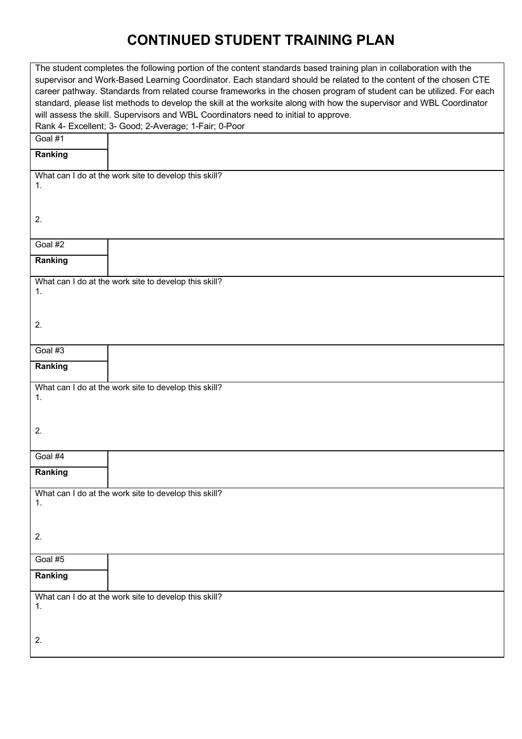# CONTINUED STUDENT TRAINING PLAN

The student completes the following portion of the content standards based training plan in collaboration with the supervisor and Work-Based Learning Coordinator. Each standard should be related to the content of the chosen CTE career pathway. Standards from related course frameworks in the chosen program of student can be utilized. For each standard, please list methods to develop the skill at the worksite along with how the supervisor and WBL Coordinator will assess the skill. Supervisors and WBL Coordinators need to initial to approve.

Rank 4- Excellent; 3- Good; 2-Average; 1-Fair; 0-Poor

| Goal #1 | |
|---|---|
| **Ranking** | |

What can I do at the work site to develop this skill?

1.

2.

| Goal #2 | |
|---|---|
| **Ranking** | |

What can I do at the work site to develop this skill?

1.

2.

| Goal #3 | |
|---|---|
| **Ranking** | |

What can I do at the work site to develop this skill?

1.

2.

| Goal #4 | |
|---|---|
| **Ranking** | |

What can I do at the work site to develop this skill?

1.

2.

| Goal #5 | |
|---|---|
| **Ranking** | |

What can I do at the work site to develop this skill?

1.

2.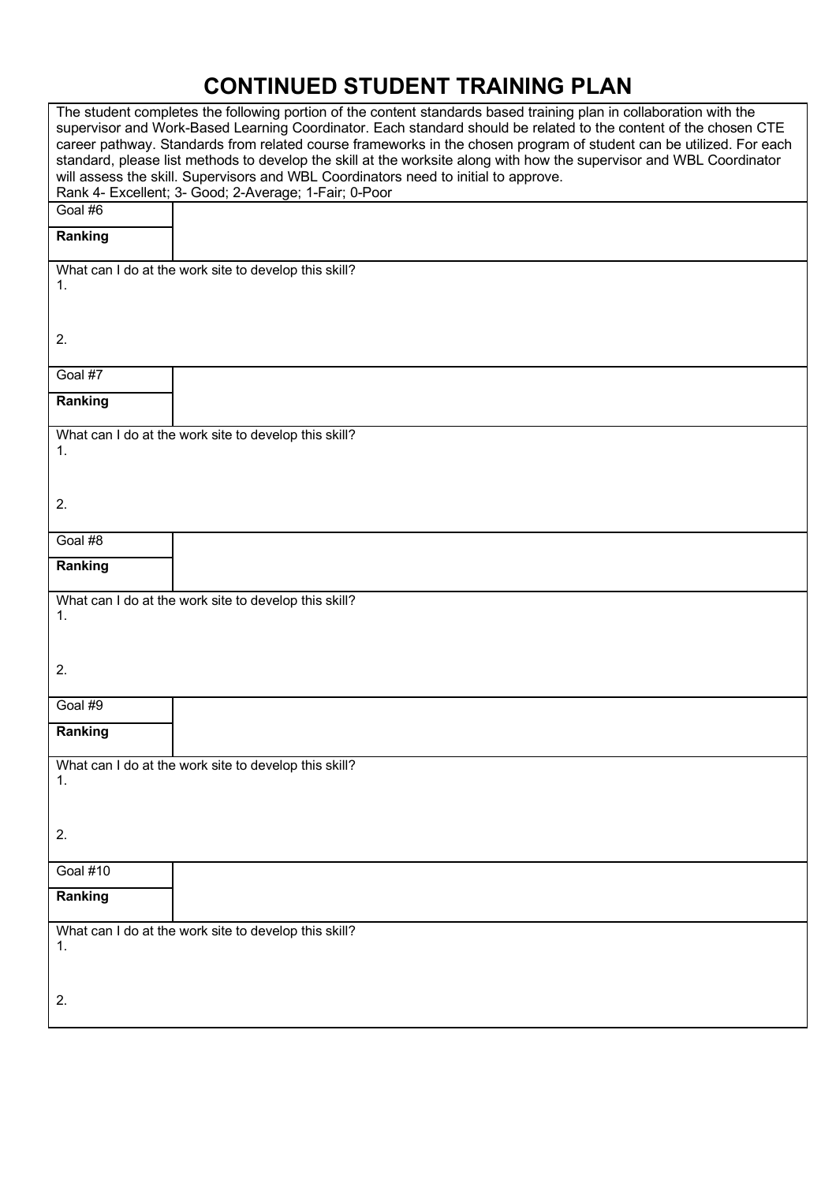# CONTINUED STUDENT TRAINING PLAN

The student completes the following portion of the content standards based training plan in collaboration with the supervisor and Work-Based Learning Coordinator. Each standard should be related to the content of the chosen CTE career pathway. Standards from related course frameworks in the chosen program of student can be utilized. For each standard, please list methods to develop the skill at the worksite along with how the supervisor and WBL Coordinator will assess the skill. Supervisors and WBL Coordinators need to initial to approve.
Rank 4- Excellent; 3- Good; 2-Average; 1-Fair; 0-Poor

| Goal #6 | |
|---|---|
| **Ranking** | |

What can I do at the work site to develop this skill?
1.

2.

| Goal #7 | |
|---|---|
| **Ranking** | |

What can I do at the work site to develop this skill?
1.

2.

| Goal #8 | |
|---|---|
| **Ranking** | |

What can I do at the work site to develop this skill?
1.

2.

| Goal #9 | |
|---|---|
| **Ranking** | |

What can I do at the work site to develop this skill?
1.

2.

| Goal #10 | |
|---|---|
| **Ranking** | |

What can I do at the work site to develop this skill?
1.

2.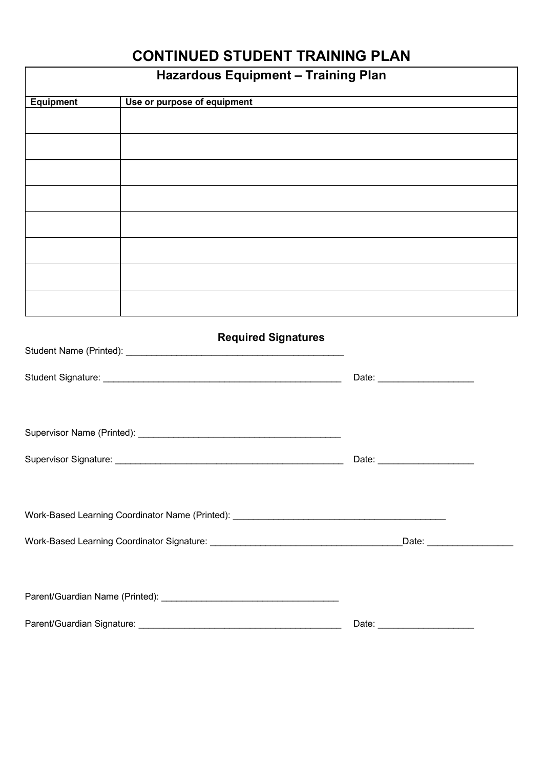# CONTINUED STUDENT TRAINING PLAN

| Hazardous Equipment – Training Plan | |
|---|---|
| **Equipment** | **Use or purpose of equipment** |
| | |
| | |
| | |
| | |
| | |
| | |
| | |
| | |

### Required Signatures

Student Name (Printed): ___________________________________________

Student Signature: ________________________________________________ Date: ___________________

Supervisor Name (Printed): ________________________________________

Supervisor Signature: _____________________________________________ Date: ___________________

Work-Based Learning Coordinator Name (Printed): ___________________________________________

Work-Based Learning Coordinator Signature: ______________________________________Date: _________________

Parent/Guardian Name (Printed): ___________________________________

Parent/Guardian Signature: ________________________________________ Date: ___________________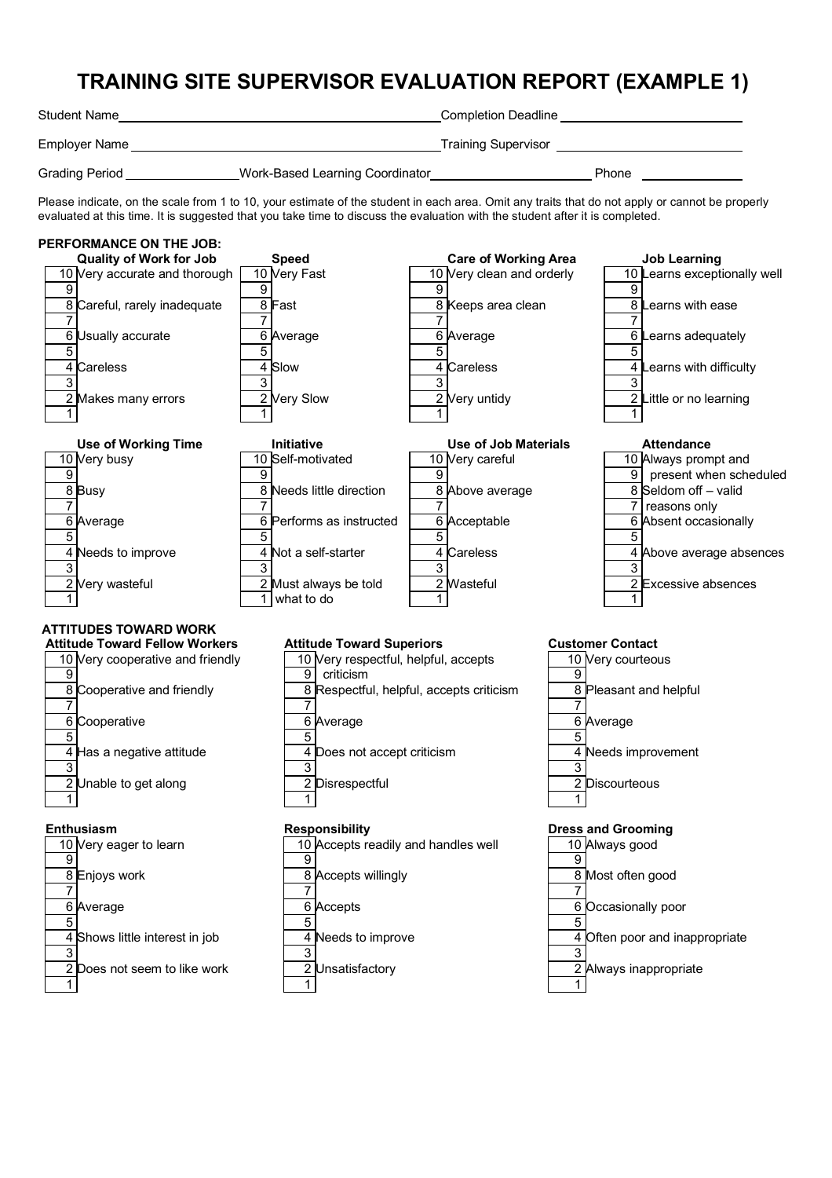# TRAINING SITE SUPERVISOR EVALUATION REPORT (EXAMPLE 1)

Student Name ______________________ Completion Deadline ______________________

Employer Name ______________________ Training Supervisor ______________________

Grading Period ______________ Work-Based Learning Coordinator ______________________ Phone ______________

Please indicate, on the scale from 1 to 10, your estimate of the student in each area. Omit any traits that do not apply or cannot be properly evaluated at this time. It is suggested that you take time to discuss the evaluation with the student after it is completed.

## PERFORMANCE ON THE JOB:

| Score | Quality of Work for Job | Speed | Care of Working Area | Job Learning |
|---|---|---|---|---|
| 10 | Very accurate and thorough | Very Fast | Very clean and orderly | Learns exceptionally well |
| 9 | | | | |
| 8 | Careful, rarely inadequate | Fast | Keeps area clean | Learns with ease |
| 7 | | | | |
| 6 | Usually accurate | Average | Average | Learns adequately |
| 5 | | | | |
| 4 | Careless | Slow | Careless | Learns with difficulty |
| 3 | | | | |
| 2 | Makes many errors | Very Slow | Very untidy | Little or no learning |
| 1 | | | | |

| Score | Use of Working Time | Initiative | Use of Job Materials | Attendance |
|---|---|---|---|---|
| 10 | Very busy | Self-motivated | Very careful | Always prompt and |
| 9 | | | | present when scheduled |
| 8 | Busy | Needs little direction | Above average | Seldom off – valid |
| 7 | | | | reasons only |
| 6 | Average | Performs as instructed | Acceptable | Absent occasionally |
| 5 | | | | |
| 4 | Needs to improve | Not a self-starter | Careless | Above average absences |
| 3 | | | | |
| 2 | Very wasteful | Must always be told | Wasteful | Excessive absences |
| 1 | | what to do | | |

## ATTITUDES TOWARD WORK

| Score | Attitude Toward Fellow Workers | Attitude Toward Superiors | Customer Contact |
|---|---|---|---|
| 10 | Very cooperative and friendly | Very respectful, helpful, accepts | Very courteous |
| 9 | | criticism | |
| 8 | Cooperative and friendly | Respectful, helpful, accepts criticism | Pleasant and helpful |
| 7 | | | |
| 6 | Cooperative | Average | Average |
| 5 | | | |
| 4 | Has a negative attitude | Does not accept criticism | Needs improvement |
| 3 | | | |
| 2 | Unable to get along | Disrespectful | Discourteous |
| 1 | | | |

| Score | Enthusiasm | Responsibility | Dress and Grooming |
|---|---|---|---|
| 10 | Very eager to learn | Accepts readily and handles well | Always good |
| 9 | | | |
| 8 | Enjoys work | Accepts willingly | Most often good |
| 7 | | | |
| 6 | Average | Accepts | Occasionally poor |
| 5 | | | |
| 4 | Shows little interest in job | Needs to improve | Often poor and inappropriate |
| 3 | | | |
| 2 | Does not seem to like work | Unsatisfactory | Always inappropriate |
| 1 | | | |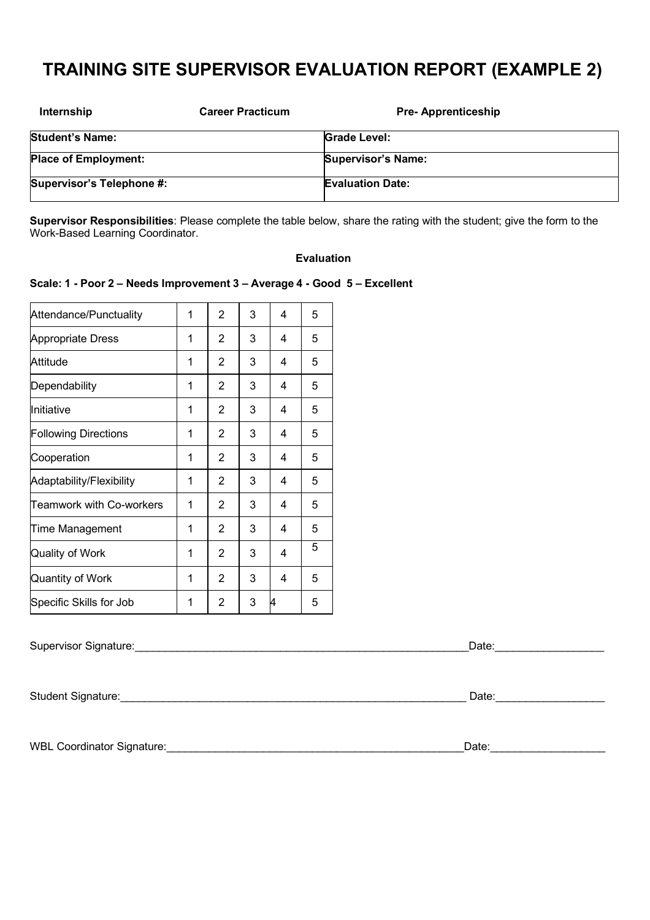# TRAINING SITE SUPERVISOR EVALUATION REPORT (EXAMPLE 2)

**Internship** **Career Practicum** **Pre- Apprenticeship**

| | |
|---|---|
| **Student's Name:** | **Grade Level:** |
| **Place of Employment:** | **Supervisor's Name:** |
| **Supervisor's Telephone #:** | **Evaluation Date:** |

**Supervisor Responsibilities**: Please complete the table below, share the rating with the student; give the form to the Work-Based Learning Coordinator.

**Evaluation**

**Scale: 1 - Poor 2 – Needs Improvement 3 – Average 4 - Good 5 – Excellent**

| | | | | | |
|---|---|---|---|---|---|
| Attendance/Punctuality | 1 | 2 | 3 | 4 | 5 |
| Appropriate Dress | 1 | 2 | 3 | 4 | 5 |
| Attitude | 1 | 2 | 3 | 4 | 5 |
| Dependability | 1 | 2 | 3 | 4 | 5 |
| Initiative | 1 | 2 | 3 | 4 | 5 |
| Following Directions | 1 | 2 | 3 | 4 | 5 |
| Cooperation | 1 | 2 | 3 | 4 | 5 |
| Adaptability/Flexibility | 1 | 2 | 3 | 4 | 5 |
| Teamwork with Co-workers | 1 | 2 | 3 | 4 | 5 |
| Time Management | 1 | 2 | 3 | 4 | 5 |
| Quality of Work | 1 | 2 | 3 | 4 | 5 |
| Quantity of Work | 1 | 2 | 3 | 4 | 5 |
| Specific Skills for Job | 1 | 2 | 3 | 4 | 5 |

Supervisor Signature:_______________________________________________________Date:__________________

Student Signature:_________________________________________________________ Date:__________________

WBL Coordinator Signature:__________________________________________________Date:___________________